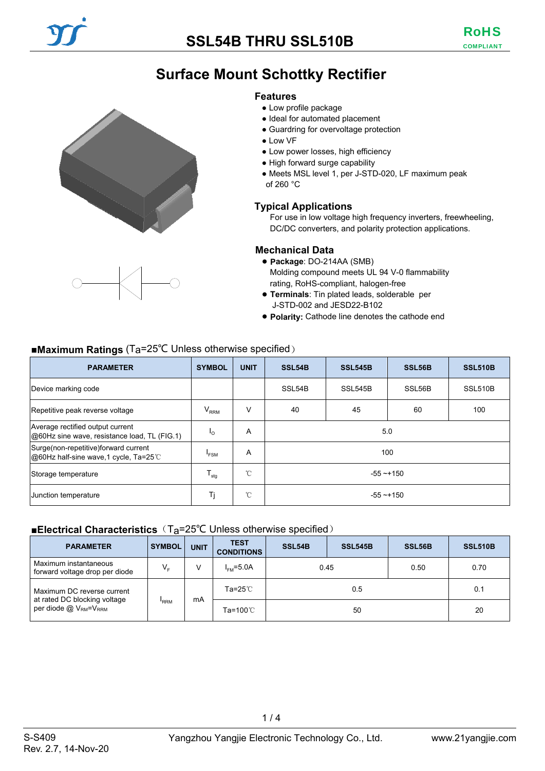# SSL54B THRU SSL510B

RoHS COMPLIANT

## Surface Mount Schottky Rectifier

### Features

- Low profile package
- Ideal for automated placement
- Guardring for overvoltage protection
- Low VF
- Low power losses, high efficiency
- High forward surge capability
- Meets MSL level 1, per J-STD-020, LF maximum peak of 260 °C

### Typical Applications

For use in low voltage high frequency inverters, freewheeling, DC/DC converters, and polarity protection applications.

### Mechanical Data

- **Package**: DO-214AA (SMB)
  Molding compound meets UL 94 V-0 flammability rating, RoHS-compliant, halogen-free
- **Terminals**: Tin plated leads, solderable per J-STD-002 and JESD22-B102
- **Polarity:** Cathode line denotes the cathode end

### ■Maximum Ratings (Ta=25℃ Unless otherwise specified)

| PARAMETER | SYMBOL | UNIT | SSL54B | SSL545B | SSL56B | SSL510B |
|---|---|---|---|---|---|---|
| Device marking code | | | SSL54B | SSL545B | SSL56B | SSL510B |
| Repetitive peak reverse voltage | $V_{RRM}$ | V | 40 | 45 | 60 | 100 |
| Average rectified output current @60Hz sine wave, resistance load, TL (FIG.1) | $I_O$ | A | 5.0 | | | |
| Surge(non-repetitive)forward current @60Hz half-sine wave,1 cycle, Ta=25℃ | $I_{FSM}$ | A | 100 | | | |
| Storage temperature | $T_{stg}$ | ℃ | -55 ~+150 | | | |
| Junction temperature | Tj | ℃ | -55 ~+150 | | | |

### ■Electrical Characteristics（Ta=25℃ Unless otherwise specified）

| PARAMETER | SYMBOL | UNIT | TEST CONDITIONS | SSL54B | SSL545B | SSL56B | SSL510B |
|---|---|---|---|---|---|---|---|
| Maximum instantaneous forward voltage drop per diode | $V_F$ | V | $I_{FM}$=5.0A | 0.45 | | 0.50 | 0.70 |
| Maximum DC reverse current at rated DC blocking voltage per diode @ $V_{RM}$=$V_{RRM}$ | $I_{RRM}$ | mA | Ta=25℃ | 0.5 | | | 0.1 |
| | | | Ta=100℃ | 50 | | | 20 |

S-S409
Rev. 2.7, 14-Nov-20 Yangzhou Yangjie Electronic Technology Co., Ltd. www.21yangjie.com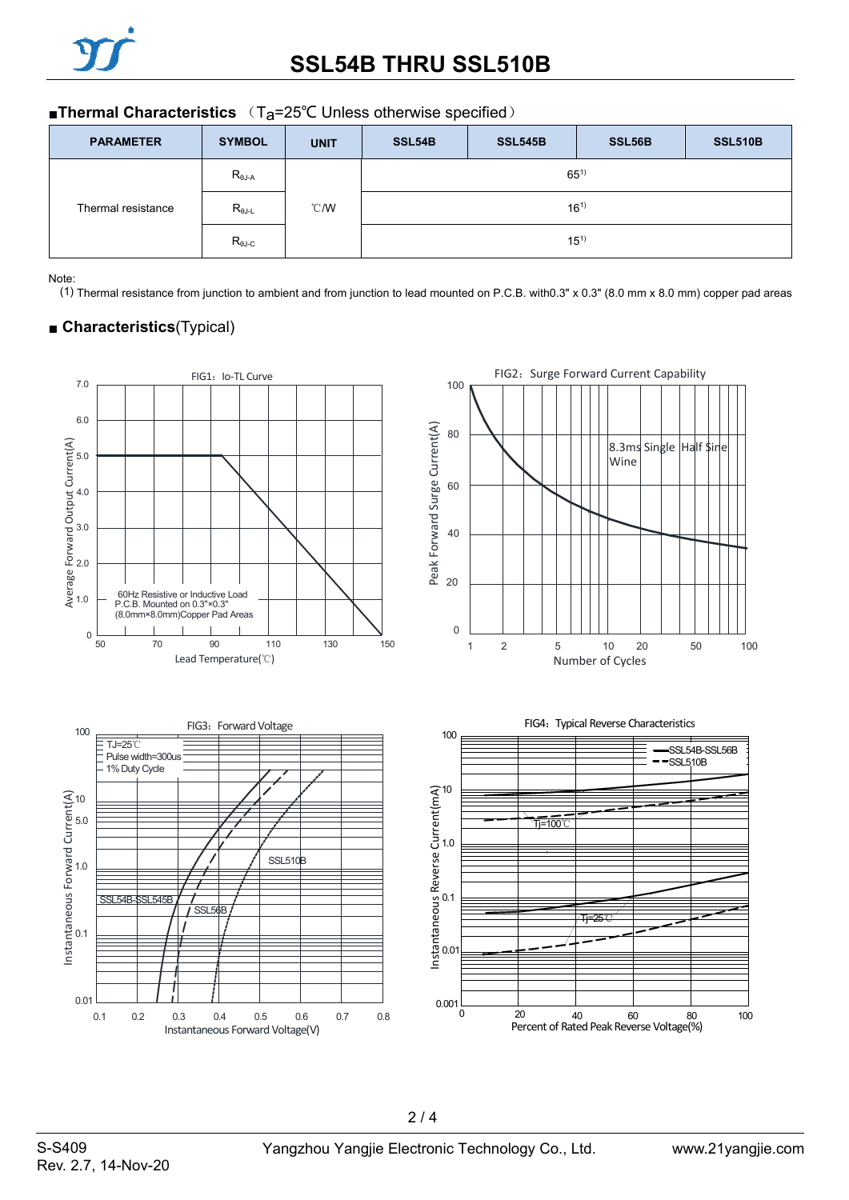## ■ Thermal Characteristics （$T_a$=25℃ Unless otherwise specified）

| PARAMETER | SYMBOL | UNIT | SSL54B | SSL545B | SSL56B | SSL510B |
|---|---|---|---|---|---|---|
| Thermal resistance | $R_{\theta J\text{-}A}$ | ℃/W | 65[1] | | | |
| | $R_{\theta J\text{-}L}$ | | 16[1] | | | |
| | $R_{\theta J\text{-}C}$ | | 15[1] | | | |

Note:
(1) Thermal resistance from junction to ambient and from junction to lead mounted on P.C.B. with0.3" x 0.3" (8.0 mm x 8.0 mm) copper pad areas

## ■ Characteristics(Typical)

FIG1：Io-TL Curve

FIG2：Surge Forward Current Capability

FIG3：Forward Voltage

FIG4：Typical Reverse Characteristics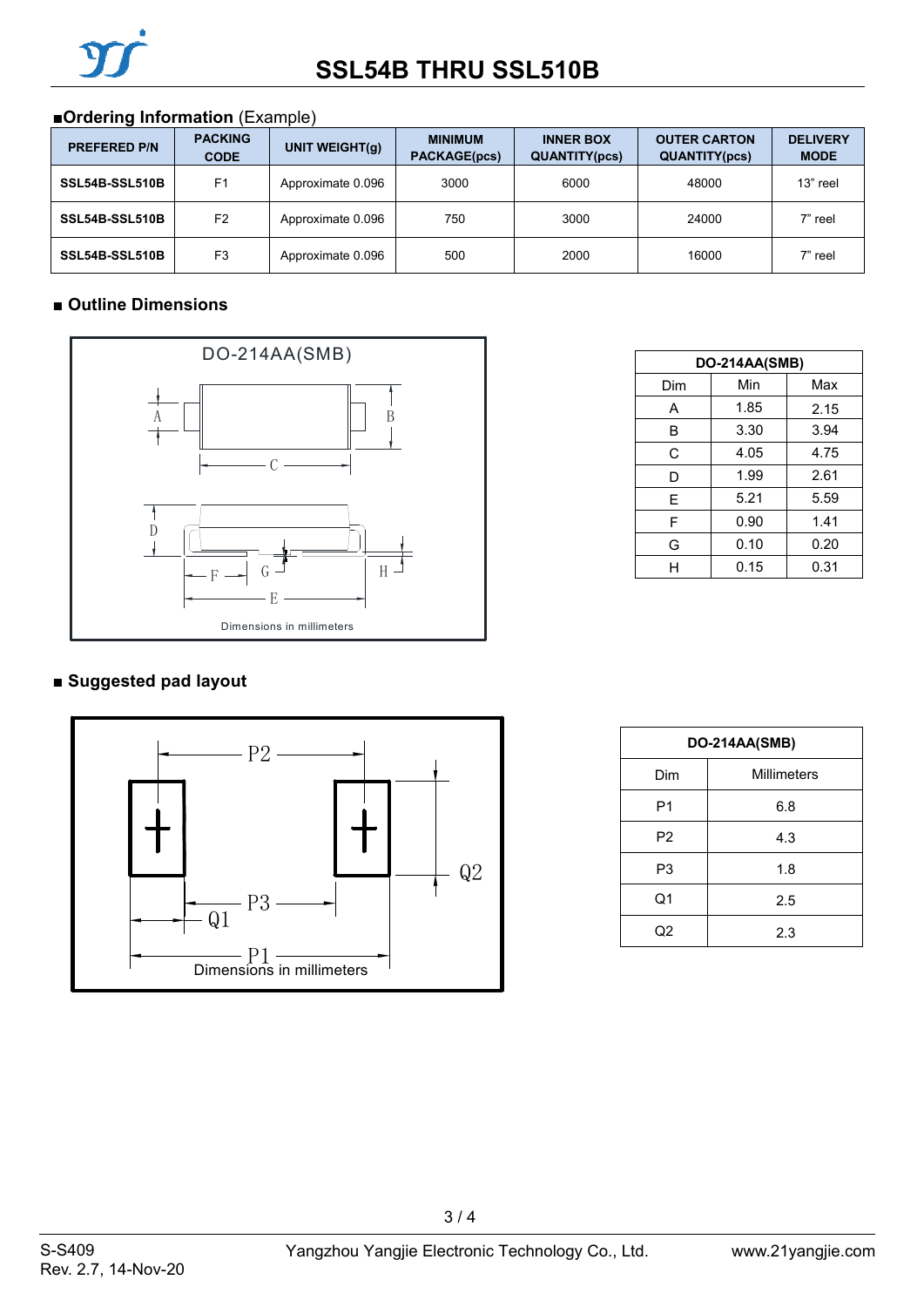# SSL54B THRU SSL510B

## ■Ordering Information (Example)

| PREFERED P/N | PACKING CODE | UNIT WEIGHT(g) | MINIMUM PACKAGE(pcs) | INNER BOX QUANTITY(pcs) | OUTER CARTON QUANTITY(pcs) | DELIVERY MODE |
|---|---|---|---|---|---|---|
| SSL54B-SSL510B | F1 | Approximate 0.096 | 3000 | 6000 | 48000 | 13" reel |
| SSL54B-SSL510B | F2 | Approximate 0.096 | 750 | 3000 | 24000 | 7" reel |
| SSL54B-SSL510B | F3 | Approximate 0.096 | 500 | 2000 | 16000 | 7" reel |

## ■ Outline Dimensions

DO-214AA(SMB)

Dimensions in millimeters

| DO-214AA(SMB) | | |
|---|---|---|
| Dim | Min | Max |
| A | 1.85 | 2.15 |
| B | 3.30 | 3.94 |
| C | 4.05 | 4.75 |
| D | 1.99 | 2.61 |
| E | 5.21 | 5.59 |
| F | 0.90 | 1.41 |
| G | 0.10 | 0.20 |
| H | 0.15 | 0.31 |

## ■ Suggested pad layout

Dimensions in millimeters

| DO-214AA(SMB) | |
|---|---|
| Dim | Millimeters |
| P1 | 6.8 |
| P2 | 4.3 |
| P3 | 1.8 |
| Q1 | 2.5 |
| Q2 | 2.3 |

S-S409
Rev. 2.7, 14-Nov-20

Yangzhou Yangjie Electronic Technology Co., Ltd.

www.21yangjie.com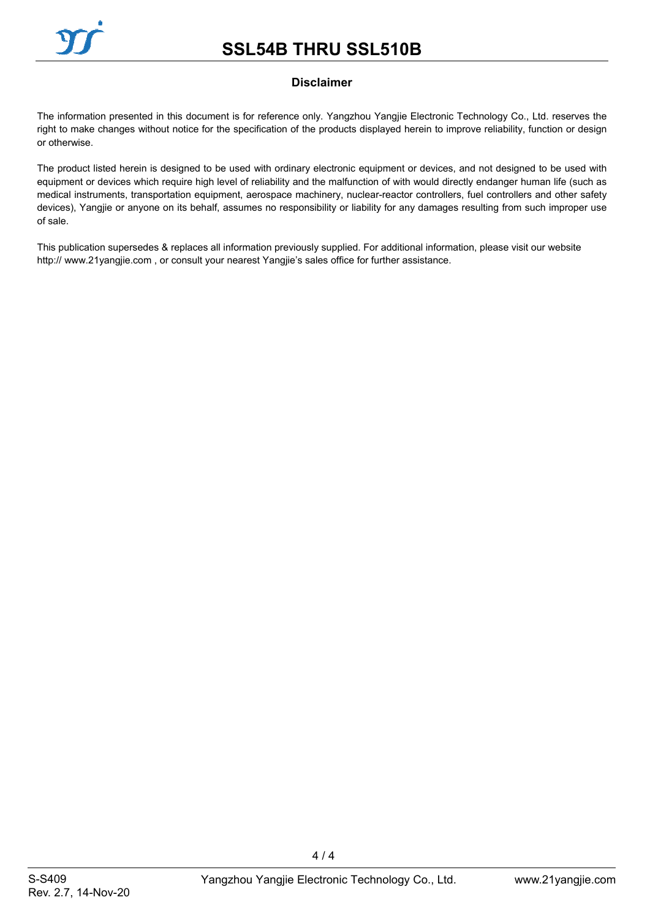## Disclaimer

The information presented in this document is for reference only. Yangzhou Yangjie Electronic Technology Co., Ltd. reserves the right to make changes without notice for the specification of the products displayed herein to improve reliability, function or design or otherwise.

The product listed herein is designed to be used with ordinary electronic equipment or devices, and not designed to be used with equipment or devices which require high level of reliability and the malfunction of with would directly endanger human life (such as medical instruments, transportation equipment, aerospace machinery, nuclear-reactor controllers, fuel controllers and other safety devices), Yangjie or anyone on its behalf, assumes no responsibility or liability for any damages resulting from such improper use of sale.

This publication supersedes & replaces all information previously supplied. For additional information, please visit our website http:// www.21yangjie.com , or consult your nearest Yangjie's sales office for further assistance.